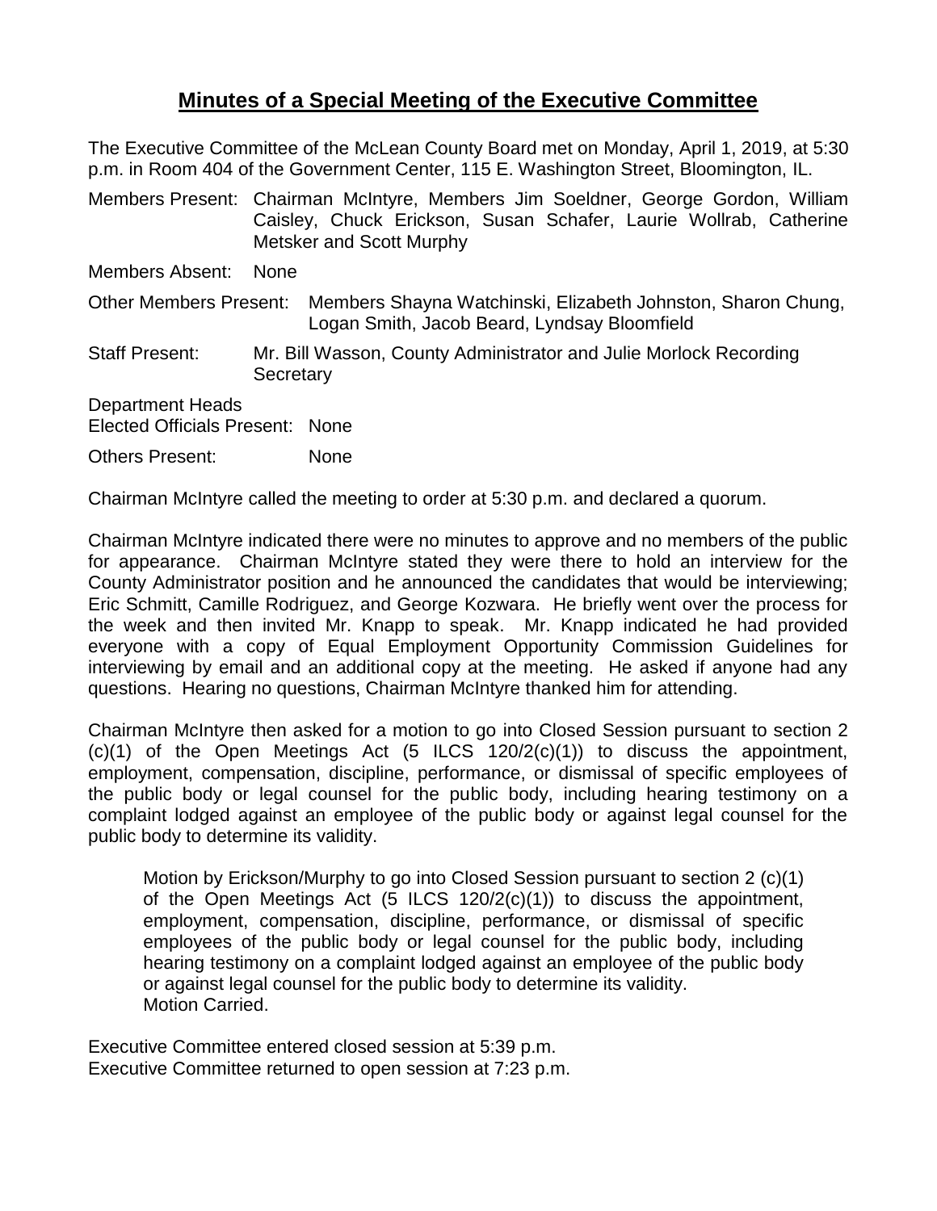# Minutes of a Special Meeting of the Executive Committee

The Executive Committee of the McLean County Board met on Monday, April 1, 2019, at 5:30 p.m. in Room 404 of the Government Center, 115 E. Washington Street, Bloomington, IL.

Members Present: Chairman McIntyre, Members Jim Soeldner, George Gordon, William Caisley, Chuck Erickson, Susan Schafer, Laurie Wollrab, Catherine Metsker and Scott Murphy

Members Absent: None

Other Members Present: Members Shayna Watchinski, Elizabeth Johnston, Sharon Chung, Logan Smith, Jacob Beard, Lyndsay Bloomfield

Staff Present: Mr. Bill Wasson, County Administrator and Julie Morlock Recording Secretary

Department Heads
Elected Officials Present: None

Others Present: None

Chairman McIntyre called the meeting to order at 5:30 p.m. and declared a quorum.

Chairman McIntyre indicated there were no minutes to approve and no members of the public for appearance. Chairman McIntyre stated they were there to hold an interview for the County Administrator position and he announced the candidates that would be interviewing; Eric Schmitt, Camille Rodriguez, and George Kozwara. He briefly went over the process for the week and then invited Mr. Knapp to speak. Mr. Knapp indicated he had provided everyone with a copy of Equal Employment Opportunity Commission Guidelines for interviewing by email and an additional copy at the meeting. He asked if anyone had any questions. Hearing no questions, Chairman McIntyre thanked him for attending.

Chairman McIntyre then asked for a motion to go into Closed Session pursuant to section 2 (c)(1) of the Open Meetings Act (5 ILCS 120/2(c)(1)) to discuss the appointment, employment, compensation, discipline, performance, or dismissal of specific employees of the public body or legal counsel for the public body, including hearing testimony on a complaint lodged against an employee of the public body or against legal counsel for the public body to determine its validity.

> Motion by Erickson/Murphy to go into Closed Session pursuant to section 2 (c)(1) of the Open Meetings Act (5 ILCS 120/2(c)(1)) to discuss the appointment, employment, compensation, discipline, performance, or dismissal of specific employees of the public body or legal counsel for the public body, including hearing testimony on a complaint lodged against an employee of the public body or against legal counsel for the public body to determine its validity.
> Motion Carried.

Executive Committee entered closed session at 5:39 p.m.
Executive Committee returned to open session at 7:23 p.m.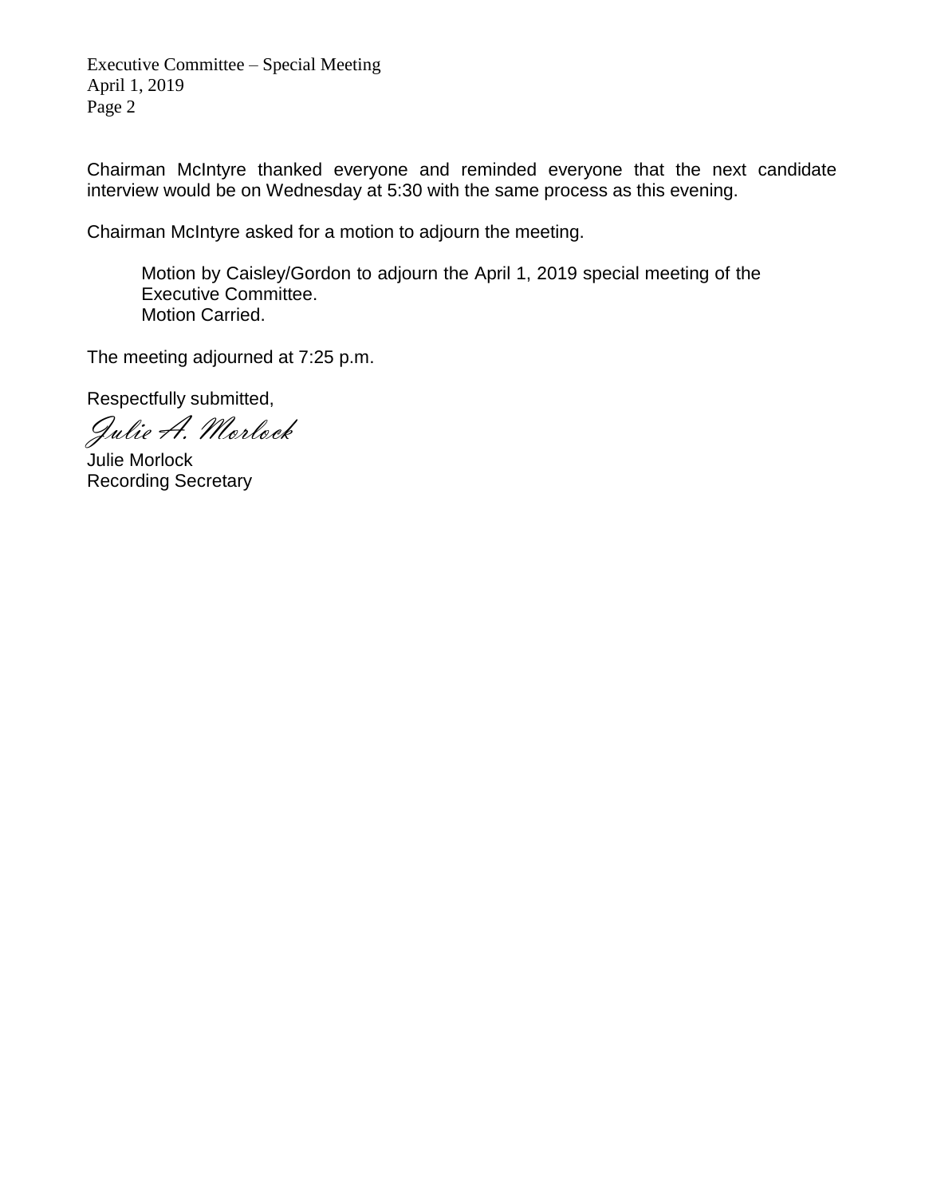Chairman McIntyre thanked everyone and reminded everyone that the next candidate interview would be on Wednesday at 5:30 with the same process as this evening.

Chairman McIntyre asked for a motion to adjourn the meeting.

> Motion by Caisley/Gordon to adjourn the April 1, 2019 special meeting of the Executive Committee.
> Motion Carried.

The meeting adjourned at 7:25 p.m.

Respectfully submitted,

*Julie A. Morlock*

Julie Morlock
Recording Secretary